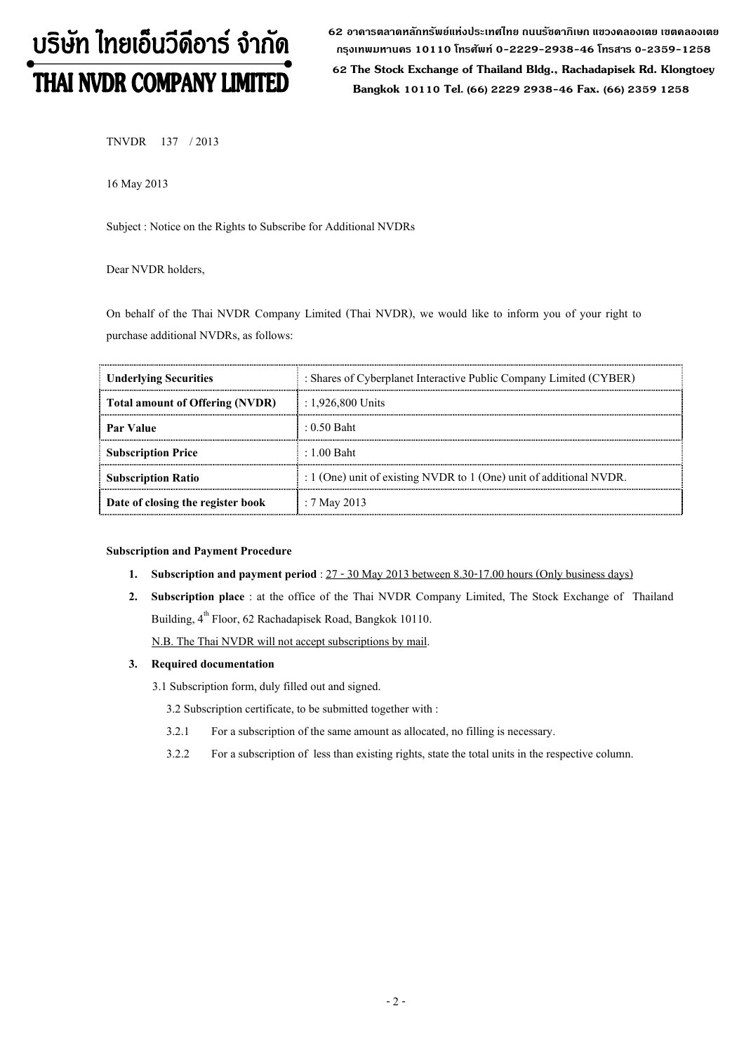# บริษัท ไทยเอ็นวีดีอาร์ จำกัด
# THAI NVDR COMPANY LIMITED

62 อาคารตลาดหลักทรัพย์แห่งประเทศไทย ถนนรัชดาภิเษก แขวงคลองเตย เขตคลองเตย กรุงเทพมหานคร 10110 โทรศัพท์ 0-2229-2938-46 โทรสาร 0-2359-1258

62 The Stock Exchange of Thailand Bldg., Rachadapisek Rd. Klongtoey Bangkok 10110 Tel. (66) 2229 2938-46 Fax. (66) 2359 1258

TNVDR 137 / 2013

16 May 2013

Subject : Notice on the Rights to Subscribe for Additional NVDRs

Dear NVDR holders,

On behalf of the Thai NVDR Company Limited (Thai NVDR), we would like to inform you of your right to purchase additional NVDRs, as follows:

| | |
|---|---|
| **Underlying Securities** | : Shares of Cyberplanet Interactive Public Company Limited (CYBER) |
| **Total amount of Offering (NVDR)** | : 1,926,800 Units |
| **Par Value** | : 0.50 Baht |
| **Subscription Price** | : 1.00 Baht |
| **Subscription Ratio** | : 1 (One) unit of existing NVDR to 1 (One) unit of additional NVDR. |
| **Date of closing the register book** | : 7 May 2013 |

**Subscription and Payment Procedure**

1. **Subscription and payment period** : 27 - 30 May 2013 between 8.30-17.00 hours (Only business days)
2. **Subscription place** : at the office of the Thai NVDR Company Limited, The Stock Exchange of Thailand Building, 4th Floor, 62 Rachadapisek Road, Bangkok 10110.

   N.B. The Thai NVDR will not accept subscriptions by mail.

3. **Required documentation**

   3.1 Subscription form, duly filled out and signed.

   3.2 Subscription certificate, to be submitted together with :

   3.2.1 For a subscription of the same amount as allocated, no filling is necessary.

   3.2.2 For a subscription of less than existing rights, state the total units in the respective column.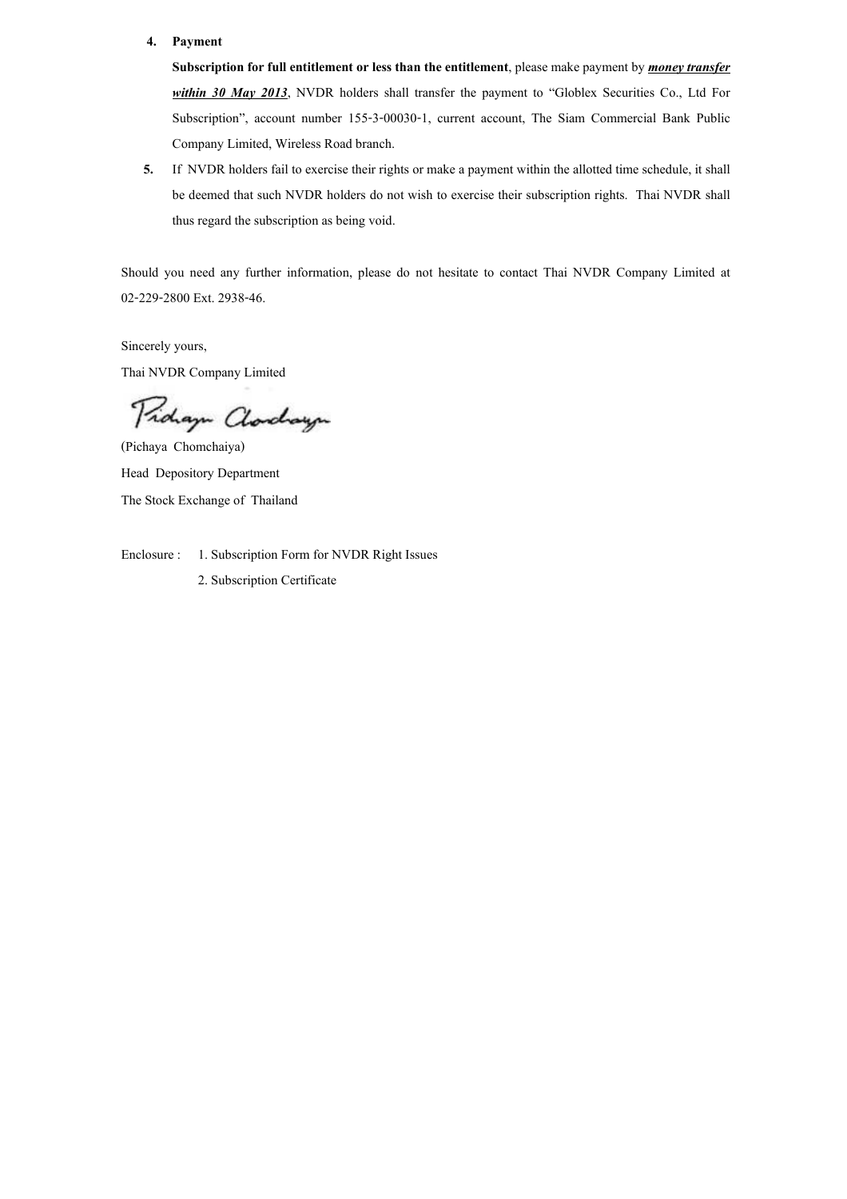4. **Payment**

   **Subscription for full entitlement or less than the entitlement**, please make payment by ***money transfer within 30 May 2013***, NVDR holders shall transfer the payment to "Globlex Securities Co., Ltd For Subscription", account number 155-3-00030-1, current account, The Siam Commercial Bank Public Company Limited, Wireless Road branch.

5. If NVDR holders fail to exercise their rights or make a payment within the allotted time schedule, it shall be deemed that such NVDR holders do not wish to exercise their subscription rights. Thai NVDR shall thus regard the subscription as being void.

Should you need any further information, please do not hesitate to contact Thai NVDR Company Limited at 02-229-2800 Ext. 2938-46.

Sincerely yours,

Thai NVDR Company Limited

(Pichaya Chomchaiya)

Head Depository Department

The Stock Exchange of Thailand

Enclosure : 1. Subscription Form for NVDR Right Issues

2. Subscription Certificate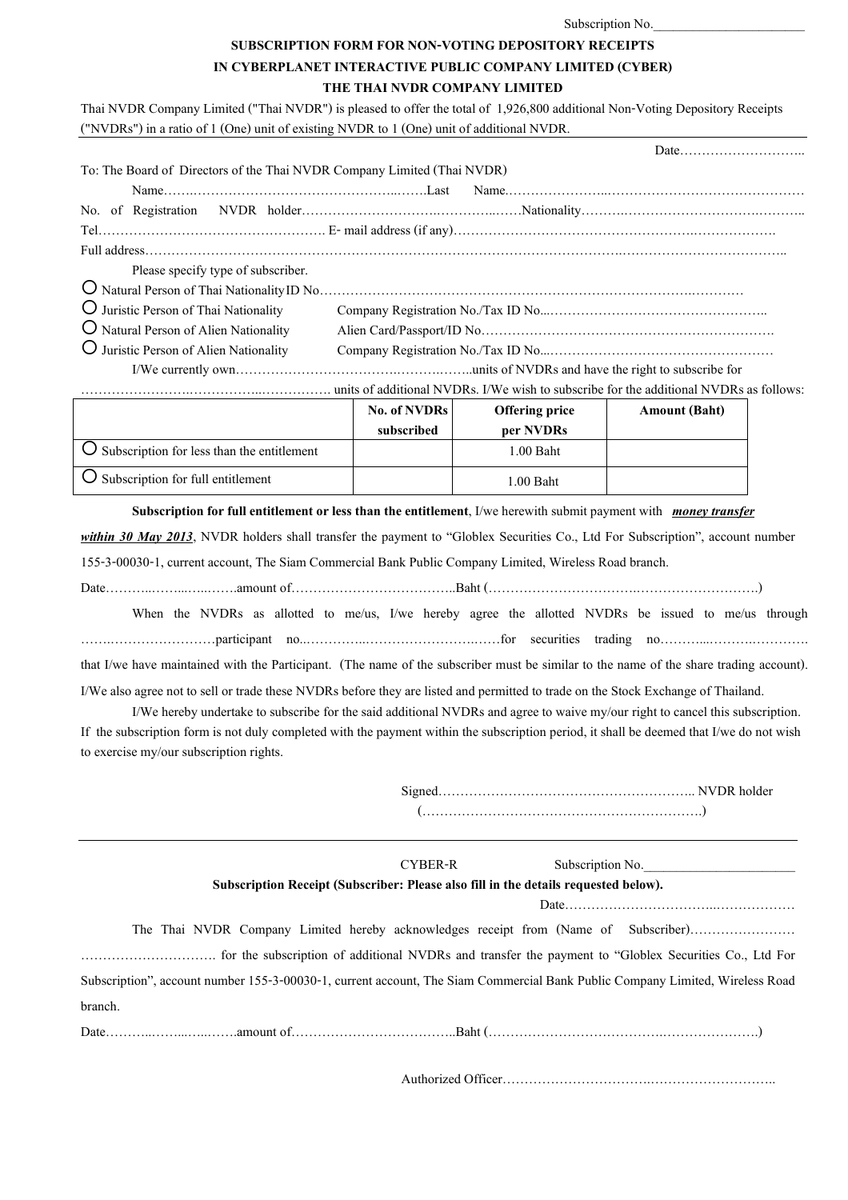Subscription No.______________________

**SUBSCRIPTION FORM FOR NON-VOTING DEPOSITORY RECEIPTS**

**IN CYBERPLANET INTERACTIVE PUBLIC COMPANY LIMITED (CYBER)**

**THE THAI NVDR COMPANY LIMITED**

Thai NVDR Company Limited ("Thai NVDR") is pleased to offer the total of 1,926,800 additional Non-Voting Depository Receipts ("NVDRs") in a ratio of 1 (One) unit of existing NVDR to 1 (One) unit of additional NVDR.

Date………………………..

To: The Board of Directors of the Thai NVDR Company Limited (Thai NVDR)

Name……..……………………………………..…….Last Name.…………………..……………………………………

No. of Registration NVDR holder…………………………..…………..……Nationality……….………………………….………..

Tel……………………………………………. E- mail address (if any)…………………………………………………..……………….

Full address………………………………………………………………………………………….……………………………..

Please specify type of subscriber.

○ Natural Person of Thai Nationality ID No………………………………………………………………………….…………

○ Juristic Person of Thai Nationality Company Registration No./Tax ID No...…………………………………………..

○ Natural Person of Alien Nationality Alien Card/Passport/ID No………………………………………………………….

○ Juristic Person of Alien Nationality Company Registration No./Tax ID No...……………………………………………

I/We currently own……………………………….……….……..units of NVDRs and have the right to subscribe for ……………………..……………..……………. units of additional NVDRs. I/We wish to subscribe for the additional NVDRs as follows:

| | No. of NVDRs subscribed | Offering price per NVDRs | Amount (Baht) |
|---|---|---|---|
| ○ Subscription for less than the entitlement | | 1.00 Baht | |
| ○ Subscription for full entitlement | | 1.00 Baht | |

**Subscription for full entitlement or less than the entitlement**, I/we herewith submit payment with ***money transfer within 30 May 2013***, NVDR holders shall transfer the payment to "Globlex Securities Co., Ltd For Subscription", account number 155-3-00030-1, current account, The Siam Commercial Bank Public Company Limited, Wireless Road branch.

Date………..……...…...…….amount of………………………………..Baht (…………………………….……………………….)

When the NVDRs as allotted to me/us, I/we hereby agree the allotted NVDRs be issued to me/us through …….……………………participant no..…………..……………………..……for securities trading no………...……….………. that I/we have maintained with the Participant. (The name of the subscriber must be similar to the name of the share trading account). I/We also agree not to sell or trade these NVDRs before they are listed and permitted to trade on the Stock Exchange of Thailand.

I/We hereby undertake to subscribe for the said additional NVDRs and agree to waive my/our right to cancel this subscription. If the subscription form is not duly completed with the payment within the subscription period, it shall be deemed that I/we do not wish to exercise my/our subscription rights.

Signed………………………………………………….. NVDR holder

(……………………………………………………….)

---

CYBER-R Subscription No.______________________

**Subscription Receipt (Subscriber: Please also fill in the details requested below).**

Date……………………………..………………

The Thai NVDR Company Limited hereby acknowledges receipt from (Name of Subscriber)…………………… …………………………. for the subscription of additional NVDRs and transfer the payment to "Globlex Securities Co., Ltd For Subscription", account number 155-3-00030-1, current account, The Siam Commercial Bank Public Company Limited, Wireless Road branch.

Date………..……...…...…….amount of………………………………..Baht (……………………………….………………….)

Authorized Officer…………………………….……………………..